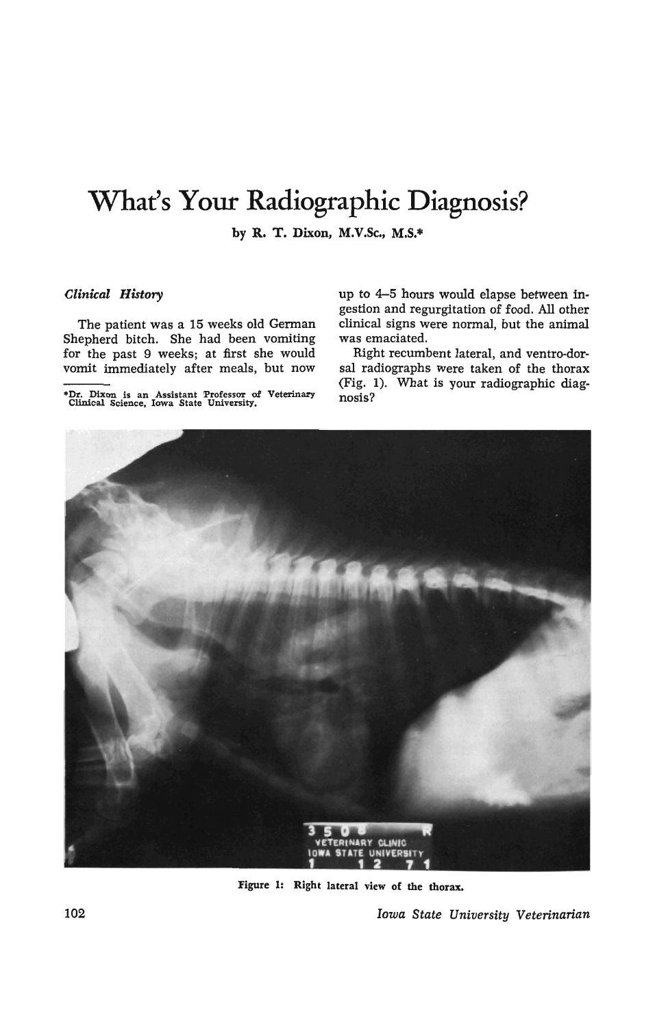# What's Your Radiographic Diagnosis?

by R. T. Dixon, M.V.Sc., M.S.*

### *Clinical History*

The patient was a 15 weeks old German Shepherd bitch. She had been vomiting for the past 9 weeks; at first she would vomit immediately after meals, but now up to 4–5 hours would elapse between ingestion and regurgitation of food. All other clinical signs were normal, but the animal was emaciated.

Right recumbent lateral, and ventro-dorsal radiographs were taken of the thorax (Fig. 1). What is your radiographic diagnosis?

*Dr. Dixon is an Assistant Professor of Veterinary Clinical Science, Iowa State University.

Figure 1: Right lateral view of the thorax.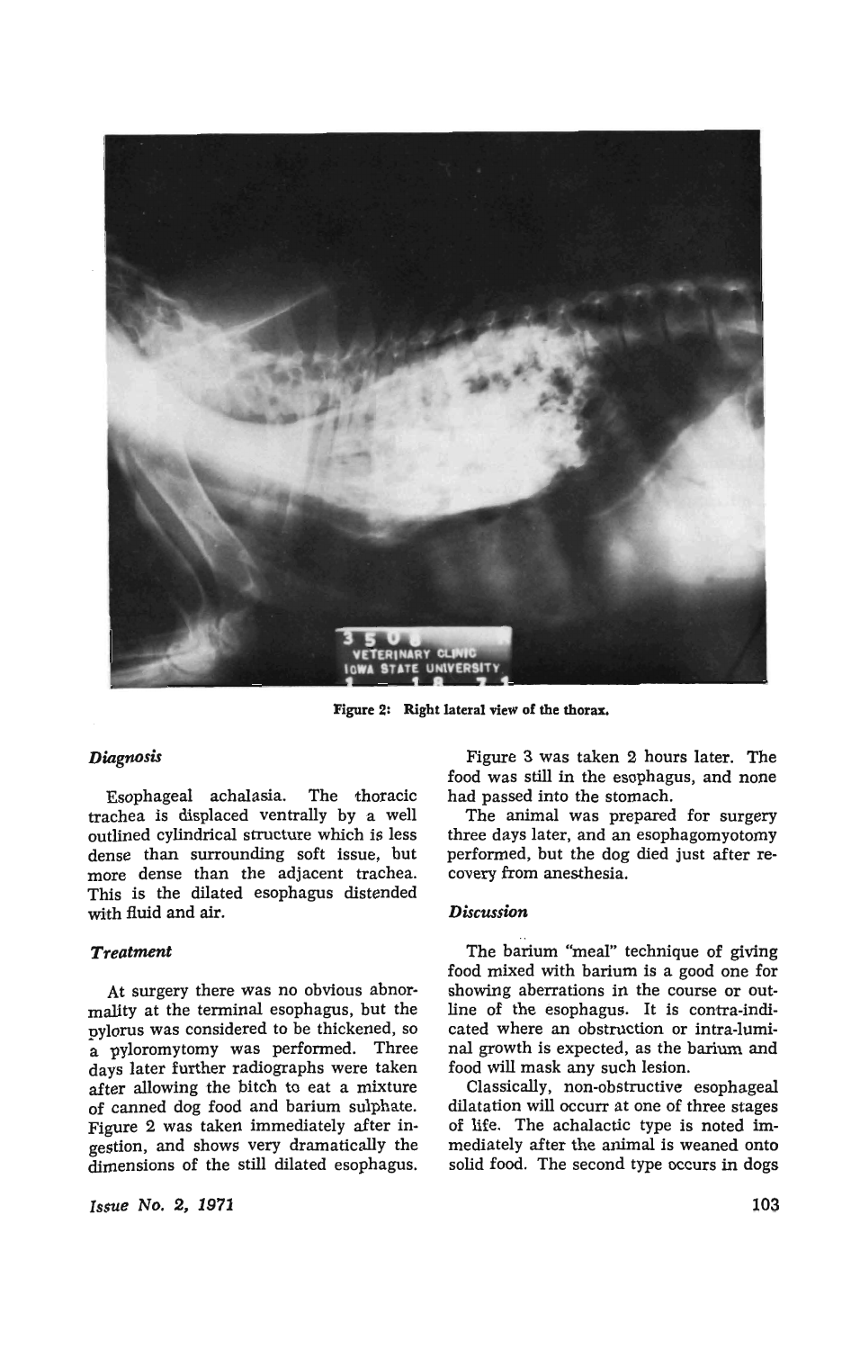Figure 2: Right lateral view of the thorax.

### *Diagnosis*

Esophageal achalasia. The thoracic trachea is displaced ventrally by a well outlined cylindrical structure which is less dense than surrounding soft issue, but more dense than the adjacent trachea. This is the dilated esophagus distended with fluid and air.

### *Treatment*

At surgery there was no obvious abnormality at the terminal esophagus, but the pylorus was considered to be thickened, so a pyloromytomy was performed. Three days later further radiographs were taken after allowing the bitch to eat a mixture of canned dog food and barium sulphate. Figure 2 was taken immediately after ingestion, and shows very dramatically the dimensions of the still dilated esophagus.

Figure 3 was taken 2 hours later. The food was still in the esophagus, and none had passed into the stomach.

The animal was prepared for surgery three days later, and an esophagomyotomy performed, but the dog died just after recovery from anesthesia.

### *Discussion*

The barium "meal" technique of giving food mixed with barium is a good one for showing aberrations in the course or outline of the esophagus. It is contra-indicated where an obstruction or intra-luminal growth is expected, as the barium and food will mask any such lesion.

Classically, non-obstructive esophageal dilatation will occurr at one of three stages of life. The achalactic type is noted immediately after the animal is weaned onto solid food. The second type occurs in dogs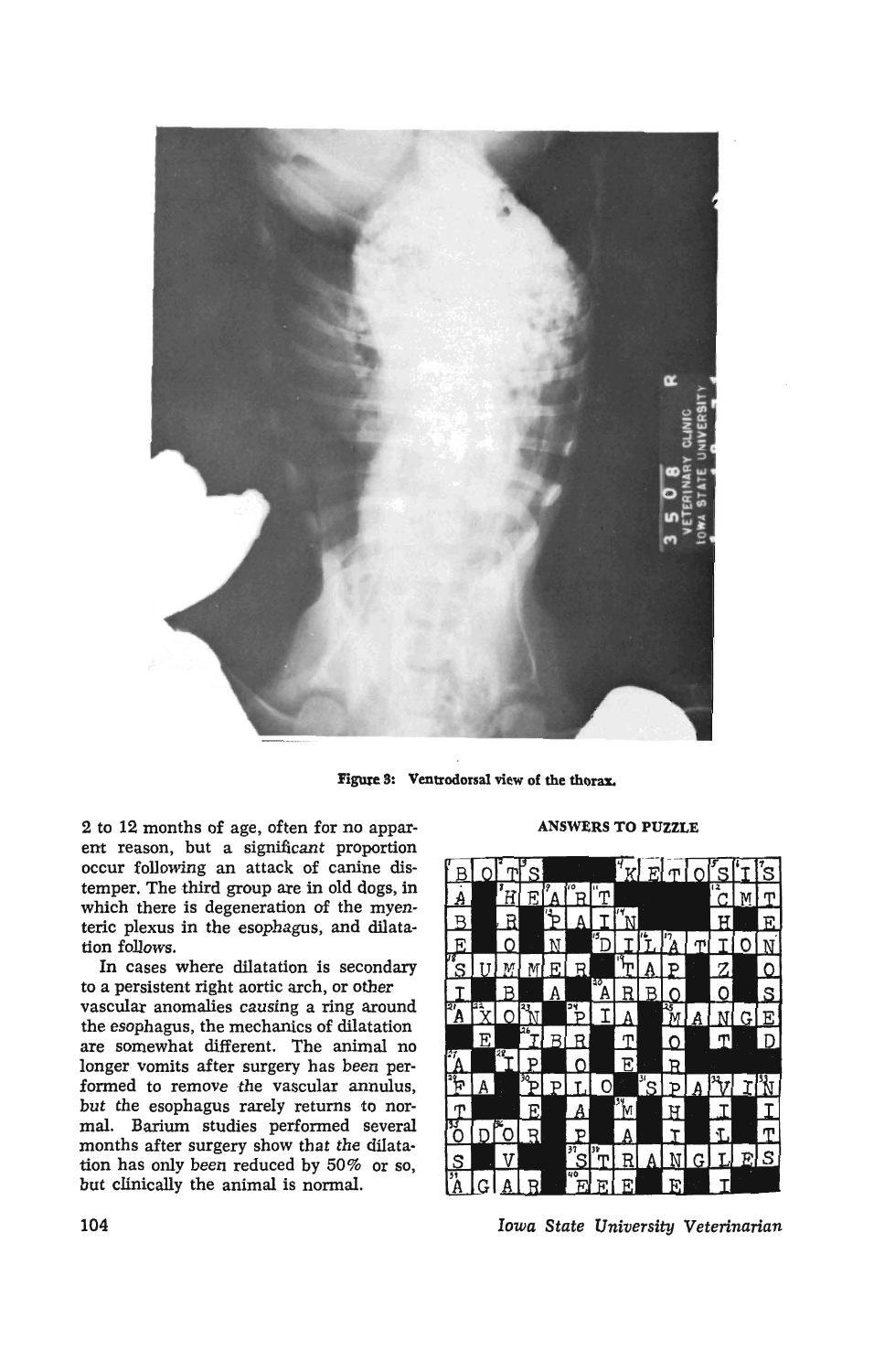Figure 3: Ventrodorsal view of the thorax.

2 to 12 months of age, often for no apparent reason, but a significant proportion occur following an attack of canine distemper. The third group are in old dogs, in which there is degeneration of the myenteric plexus in the esophagus, and dilatation follows.

In cases where dilatation is secondary to a persistent right aortic arch, or other vascular anomalies causing a ring around the esophagus, the mechanics of dilatation are somewhat different. The animal no longer vomits after surgery has been performed to remove the vascular annulus, but the esophagus rarely returns to normal. Barium studies performed several months after surgery show that the dilatation has only been reduced by 50% or so, but clinically the animal is normal.

## ANSWERS TO PUZZLE